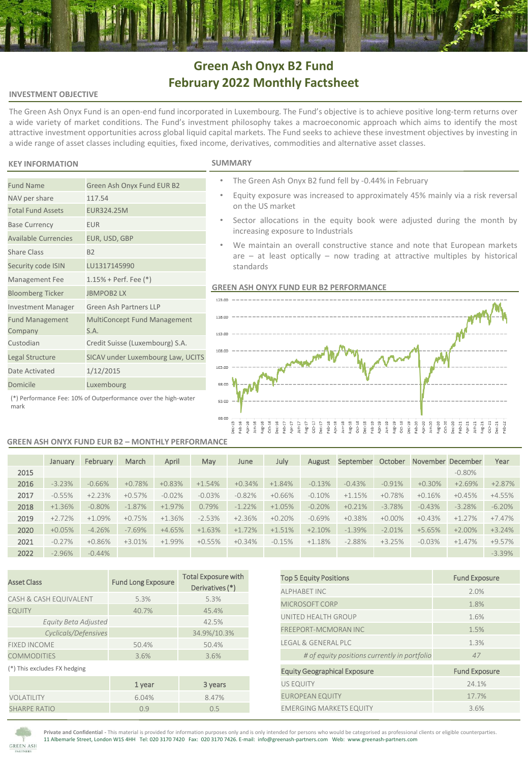# Green Ash Onyx B2 Fund
# February 2022 Monthly Factsheet

## INVESTMENT OBJECTIVE

The Green Ash Onyx Fund is an open-end fund incorporated in Luxembourg. The Fund's objective is to achieve positive long-term returns over a wide variety of market conditions. The Fund's investment philosophy takes a macroeconomic approach which aims to identify the most attractive investment opportunities across global liquid capital markets. The Fund seeks to achieve these investment objectives by investing in a wide range of asset classes including equities, fixed income, derivatives, commodities and alternative asset classes.

## KEY INFORMATION

| | |
|---|---|
| Fund Name | Green Ash Onyx Fund EUR B2 |
| NAV per share | 117.54 |
| Total Fund Assets | EUR324.25M |
| Base Currency | EUR |
| Available Currencies | EUR, USD, GBP |
| Share Class | B2 |
| Security code ISIN | LU1317145990 |
| Management Fee | 1.15% + Perf. Fee (*) |
| Bloomberg Ticker | JBMPOB2 LX |
| Investment Manager | Green Ash Partners LLP |
| Fund Management Company | MultiConcept Fund Management S.A. |
| Custodian | Credit Suisse (Luxembourg) S.A. |
| Legal Structure | SICAV under Luxembourg Law, UCITS |
| Date Activated | 1/12/2015 |
| Domicile | Luxembourg |

(*) Performance Fee: 10% of Outperformance over the high-water mark

## SUMMARY

- The Green Ash Onyx B2 fund fell by -0.44% in February
- Equity exposure was increased to approximately 45% mainly via a risk reversal on the US market
- Sector allocations in the equity book were adjusted during the month by increasing exposure to Industrials
- We maintain an overall constructive stance and note that European markets are – at least optically – now trading at attractive multiples by historical standards

## GREEN ASH ONYX FUND EUR B2 PERFORMANCE

## GREEN ASH ONYX FUND EUR B2 – MONTHLY PERFORMANCE

| | January | February | March | April | May | June | July | August | September | October | November | December | Year |
|---|---|---|---|---|---|---|---|---|---|---|---|---|---|
| 2015 | | | | | | | | | | | | -0.80% | |
| 2016 | -3.23% | -0.66% | +0.78% | +0.83% | +1.54% | +0.34% | +1.84% | -0.13% | -0.43% | -0.91% | +0.30% | +2.69% | +2.87% |
| 2017 | -0.55% | +2.23% | +0.57% | -0.02% | -0.03% | -0.82% | +0.66% | -0.10% | +1.15% | +0.78% | +0.16% | +0.45% | +4.55% |
| 2018 | +1.36% | -0.80% | -1.87% | +1.97% | 0.79% | -1.22% | +1.05% | -0.20% | +0.21% | -3.78% | -0.43% | -3.28% | -6.20% |
| 2019 | +2.72% | +1.09% | +0.75% | +1.36% | -2.53% | +2.36% | +0.20% | -0.69% | +0.38% | +0.00% | +0.43% | +1.27% | +7.47% |
| 2020 | +0.05% | -4.26% | -7.69% | +4.65% | +1.63% | +1.72% | +1.51% | +2.10% | -1.39% | -2.01% | +5.65% | +2.00% | +3.24% |
| 2021 | -0.27% | +0.86% | +3.01% | +1.99% | +0.55% | +0.34% | -0.15% | +1.18% | -2.88% | +3.25% | -0.03% | +1.47% | +9.57% |
| 2022 | -2.96% | -0.44% | | | | | | | | | | | -3.39% |

| Asset Class | Fund Long Exposure | Total Exposure with Derivatives (*) |
|---|---|---|
| CASH & CASH EQUIVALENT | 5.3% | 5.3% |
| EQUITY | 40.7% | 45.4% |
| *Equity Beta Adjusted* | | 42.5% |
| *Cyclicals/Defensives* | | 34.9%/10.3% |
| FIXED INCOME | 50.4% | 50.4% |
| COMMODITIES | 3.6% | 3.6% |

(*) This excludes FX hedging

| | 1 year | 3 years |
|---|---|---|
| VOLATILITY | 6.04% | 8.47% |
| SHARPE RATIO | 0.9 | 0.5 |

| Top 5 Equity Positions | Fund Exposure |
|---|---|
| ALPHABET INC | 2.0% |
| MICROSOFT CORP | 1.8% |
| UNITED HEALTH GROUP | 1.6% |
| FREEPORT-MCMORAN INC | 1.5% |
| LEGAL & GENERAL PLC | 1.3% |
| *# of equity positions currently in portfolio* | *47* |

| Equity Geographical Exposure | Fund Exposure |
|---|---|
| US EQUITY | 24.1% |
| EUROPEAN EQUITY | 17.7% |
| EMERGING MARKETS EQUITY | 3.6% |

**Private and Confidential** - This material is provided for information purposes only and is only intended for persons who would be categorised as professional clients or eligible counterparties.
11 Albemarle Street, London W1S 4HH Tel: 020 3170 7420 Fax: 020 3170 7426. E-mail: info@greenash-partners.com Web: www.greenash-partners.com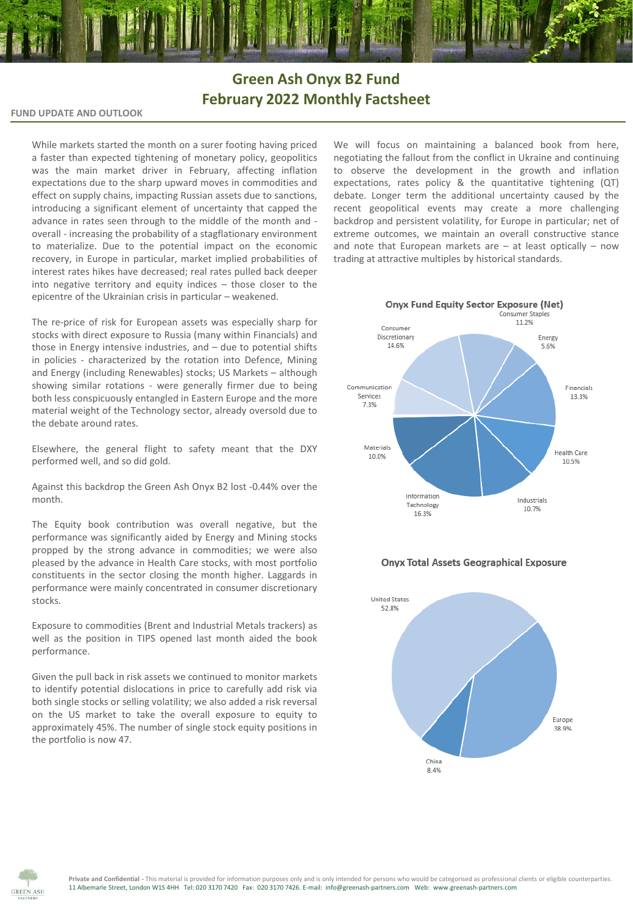# Green Ash Onyx B2 Fund
# February 2022 Monthly Factsheet

## FUND UPDATE AND OUTLOOK

While markets started the month on a surer footing having priced a faster than expected tightening of monetary policy, geopolitics was the main market driver in February, affecting inflation expectations due to the sharp upward moves in commodities and effect on supply chains, impacting Russian assets due to sanctions, introducing a significant element of uncertainty that capped the advance in rates seen through to the middle of the month and - overall - increasing the probability of a stagflationary environment to materialize. Due to the potential impact on the economic recovery, in Europe in particular, market implied probabilities of interest rates hikes have decreased; real rates pulled back deeper into negative territory and equity indices – those closer to the epicentre of the Ukrainian crisis in particular – weakened.

The re-price of risk for European assets was especially sharp for stocks with direct exposure to Russia (many within Financials) and those in Energy intensive industries, and – due to potential shifts in policies - characterized by the rotation into Defence, Mining and Energy (including Renewables) stocks; US Markets – although showing similar rotations - were generally firmer due to being both less conspicuously entangled in Eastern Europe and the more material weight of the Technology sector, already oversold due to the debate around rates.

Elsewhere, the general flight to safety meant that the DXY performed well, and so did gold.

Against this backdrop the Green Ash Onyx B2 lost -0.44% over the month.

The Equity book contribution was overall negative, but the performance was significantly aided by Energy and Mining stocks propped by the strong advance in commodities; we were also pleased by the advance in Health Care stocks, with most portfolio constituents in the sector closing the month higher. Laggards in performance were mainly concentrated in consumer discretionary stocks.

Exposure to commodities (Brent and Industrial Metals trackers) as well as the position in TIPS opened last month aided the book performance.

Given the pull back in risk assets we continued to monitor markets to identify potential dislocations in price to carefully add risk via both single stocks or selling volatility; we also added a risk reversal on the US market to take the overall exposure to equity to approximately 45%. The number of single stock equity positions in the portfolio is now 47.

We will focus on maintaining a balanced book from here, negotiating the fallout from the conflict in Ukraine and continuing to observe the development in the growth and inflation expectations, rates policy & the quantitative tightening (QT) debate. Longer term the additional uncertainty caused by the recent geopolitical events may create a more challenging backdrop and persistent volatility, for Europe in particular; net of extreme outcomes, we maintain an overall constructive stance and note that European markets are – at least optically – now trading at attractive multiples by historical standards.

### Onyx Fund Equity Sector Exposure (Net)

| Sector | Exposure |
| --- | --- |
| Consumer Staples | 11.2% |
| Energy | 5.6% |
| Financials | 13.3% |
| Health Care | 10.5% |
| Industrials | 10.7% |
| Information Technology | 16.3% |
| Materials | 10.0% |
| Communication Services | 7.3% |
| Consumer Discretionary | 14.6% |

### Onyx Total Assets Geographical Exposure

| Region | Exposure |
| --- | --- |
| United States | 52.8% |
| Europe | 38.9% |
| China | 8.4% |

**Private and Confidential** - This material is provided for information purposes only and is only intended for persons who would be categorised as professional clients or eligible counterparties.
11 Albemarle Street, London W1S 4HH Tel: 020 3170 7420 Fax: 020 3170 7426. E-mail: info@greenash-partners.com Web: www.greenash-partners.com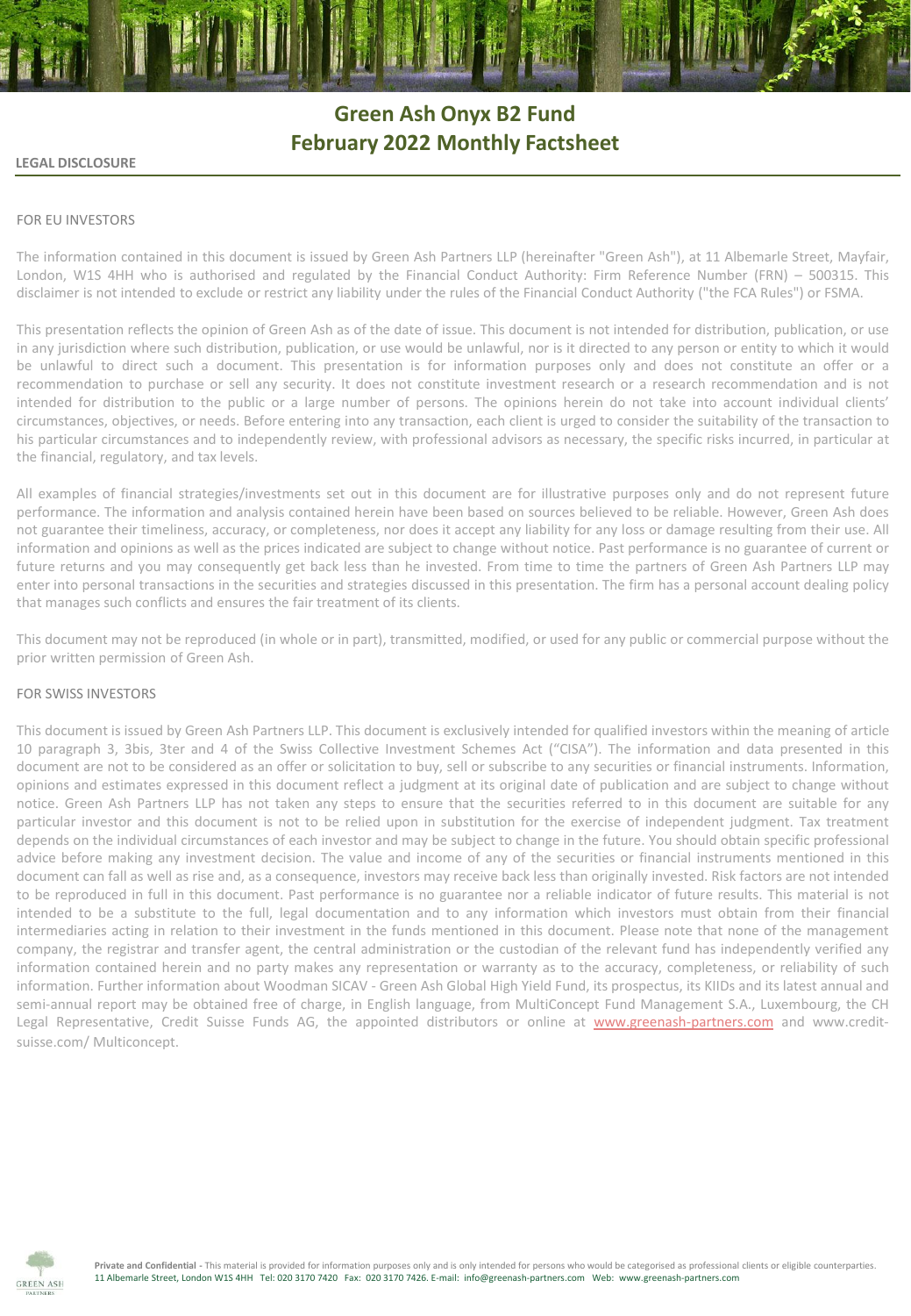# Green Ash Onyx B2 Fund
# February 2022 Monthly Factsheet

**LEGAL DISCLOSURE**

FOR EU INVESTORS

The information contained in this document is issued by Green Ash Partners LLP (hereinafter "Green Ash"), at 11 Albemarle Street, Mayfair, London, W1S 4HH who is authorised and regulated by the Financial Conduct Authority: Firm Reference Number (FRN) – 500315. This disclaimer is not intended to exclude or restrict any liability under the rules of the Financial Conduct Authority ("the FCA Rules") or FSMA.

This presentation reflects the opinion of Green Ash as of the date of issue. This document is not intended for distribution, publication, or use in any jurisdiction where such distribution, publication, or use would be unlawful, nor is it directed to any person or entity to which it would be unlawful to direct such a document. This presentation is for information purposes only and does not constitute an offer or a recommendation to purchase or sell any security. It does not constitute investment research or a research recommendation and is not intended for distribution to the public or a large number of persons. The opinions herein do not take into account individual clients' circumstances, objectives, or needs. Before entering into any transaction, each client is urged to consider the suitability of the transaction to his particular circumstances and to independently review, with professional advisors as necessary, the specific risks incurred, in particular at the financial, regulatory, and tax levels.

All examples of financial strategies/investments set out in this document are for illustrative purposes only and do not represent future performance. The information and analysis contained herein have been based on sources believed to be reliable. However, Green Ash does not guarantee their timeliness, accuracy, or completeness, nor does it accept any liability for any loss or damage resulting from their use. All information and opinions as well as the prices indicated are subject to change without notice. Past performance is no guarantee of current or future returns and you may consequently get back less than he invested. From time to time the partners of Green Ash Partners LLP may enter into personal transactions in the securities and strategies discussed in this presentation. The firm has a personal account dealing policy that manages such conflicts and ensures the fair treatment of its clients.

This document may not be reproduced (in whole or in part), transmitted, modified, or used for any public or commercial purpose without the prior written permission of Green Ash.

FOR SWISS INVESTORS

This document is issued by Green Ash Partners LLP. This document is exclusively intended for qualified investors within the meaning of article 10 paragraph 3, 3bis, 3ter and 4 of the Swiss Collective Investment Schemes Act ("CISA"). The information and data presented in this document are not to be considered as an offer or solicitation to buy, sell or subscribe to any securities or financial instruments. Information, opinions and estimates expressed in this document reflect a judgment at its original date of publication and are subject to change without notice. Green Ash Partners LLP has not taken any steps to ensure that the securities referred to in this document are suitable for any particular investor and this document is not to be relied upon in substitution for the exercise of independent judgment. Tax treatment depends on the individual circumstances of each investor and may be subject to change in the future. You should obtain specific professional advice before making any investment decision. The value and income of any of the securities or financial instruments mentioned in this document can fall as well as rise and, as a consequence, investors may receive back less than originally invested. Risk factors are not intended to be reproduced in full in this document. Past performance is no guarantee nor a reliable indicator of future results. This material is not intended to be a substitute to the full, legal documentation and to any information which investors must obtain from their financial intermediaries acting in relation to their investment in the funds mentioned in this document. Please note that none of the management company, the registrar and transfer agent, the central administration or the custodian of the relevant fund has independently verified any information contained herein and no party makes any representation or warranty as to the accuracy, completeness, or reliability of such information. Further information about Woodman SICAV - Green Ash Global High Yield Fund, its prospectus, its KIIDs and its latest annual and semi-annual report may be obtained free of charge, in English language, from MultiConcept Fund Management S.A., Luxembourg, the CH Legal Representative, Credit Suisse Funds AG, the appointed distributors or online at www.greenash-partners.com and www.credit-suisse.com/ Multiconcept.

**Private and Confidential** - This material is provided for information purposes only and is only intended for persons who would be categorised as professional clients or eligible counterparties.
11 Albemarle Street, London W1S 4HH Tel: 020 3170 7420 Fax: 020 3170 7426. E-mail: info@greenash-partners.com Web: www.greenash-partners.com